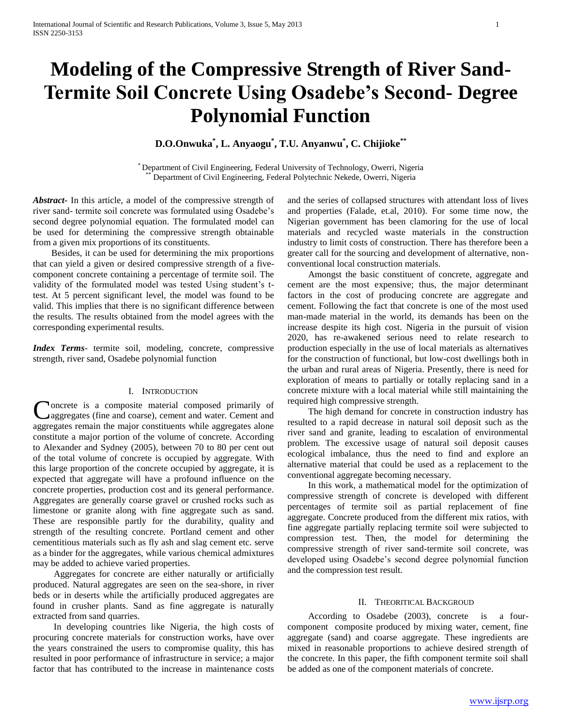# Modeling of the Compressive Strength of River Sand-Termite Soil Concrete Using Osadebe's Second- Degree Polynomial Function

**D.O.Onwuka[*], L. Anyaogu[*], T.U. Anyanwu[*], C. Chijioke[**]**

[*] Department of Civil Engineering, Federal University of Technology, Owerri, Nigeria
[**] Department of Civil Engineering, Federal Polytechnic Nekede, Owerri, Nigeria

***Abstract***- In this article, a model of the compressive strength of river sand- termite soil concrete was formulated using Osadebe's second degree polynomial equation. The formulated model can be used for determining the compressive strength obtainable from a given mix proportions of its constituents.

Besides, it can be used for determining the mix proportions that can yield a given or desired compressive strength of a five-component concrete containing a percentage of termite soil. The validity of the formulated model was tested Using student's t-test. At 5 percent significant level, the model was found to be valid. This implies that there is no significant difference between the results. The results obtained from the model agrees with the corresponding experimental results.

***Index Terms***- termite soil, modeling, concrete, compressive strength, river sand, Osadebe polynomial function

## I. Introduction

Concrete is a composite material composed primarily of aggregates (fine and coarse), cement and water. Cement and aggregates remain the major constituents while aggregates alone constitute a major portion of the volume of concrete. According to Alexander and Sydney (2005), between 70 to 80 per cent out of the total volume of concrete is occupied by aggregate. With this large proportion of the concrete occupied by aggregate, it is expected that aggregate will have a profound influence on the concrete properties, production cost and its general performance. Aggregates are generally coarse gravel or crushed rocks such as limestone or granite along with fine aggregate such as sand. These are responsible partly for the durability, quality and strength of the resulting concrete. Portland cement and other cementitious materials such as fly ash and slag cement etc. serve as a binder for the aggregates, while various chemical admixtures may be added to achieve varied properties.

Aggregates for concrete are either naturally or artificially produced. Natural aggregates are seen on the sea-shore, in river beds or in deserts while the artificially produced aggregates are found in crusher plants. Sand as fine aggregate is naturally extracted from sand quarries.

In developing countries like Nigeria, the high costs of procuring concrete materials for construction works, have over the years constrained the users to compromise quality, this has resulted in poor performance of infrastructure in service; a major factor that has contributed to the increase in maintenance costs and the series of collapsed structures with attendant loss of lives and properties (Falade, et.al, 2010). For some time now, the Nigerian government has been clamoring for the use of local materials and recycled waste materials in the construction industry to limit costs of construction. There has therefore been a greater call for the sourcing and development of alternative, non-conventional local construction materials.

Amongst the basic constituent of concrete, aggregate and cement are the most expensive; thus, the major determinant factors in the cost of producing concrete are aggregate and cement. Following the fact that concrete is one of the most used man-made material in the world, its demands has been on the increase despite its high cost. Nigeria in the pursuit of vision 2020, has re-awakened serious need to relate research to production especially in the use of local materials as alternatives for the construction of functional, but low-cost dwellings both in the urban and rural areas of Nigeria. Presently, there is need for exploration of means to partially or totally replacing sand in a concrete mixture with a local material while still maintaining the required high compressive strength.

The high demand for concrete in construction industry has resulted to a rapid decrease in natural soil deposit such as the river sand and granite, leading to escalation of environmental problem. The excessive usage of natural soil deposit causes ecological imbalance, thus the need to find and explore an alternative material that could be used as a replacement to the conventional aggregate becoming necessary.

In this work, a mathematical model for the optimization of compressive strength of concrete is developed with different percentages of termite soil as partial replacement of fine aggregate. Concrete produced from the different mix ratios, with fine aggregate partially replacing termite soil were subjected to compression test. Then, the model for determining the compressive strength of river sand-termite soil concrete, was developed using Osadebe's second degree polynomial function and the compression test result.

## II. Theoritical Backgroud

According to Osadebe (2003), concrete is a four-component composite produced by mixing water, cement, fine aggregate (sand) and coarse aggregate. These ingredients are mixed in reasonable proportions to achieve desired strength of the concrete. In this paper, the fifth component termite soil shall be added as one of the component materials of concrete.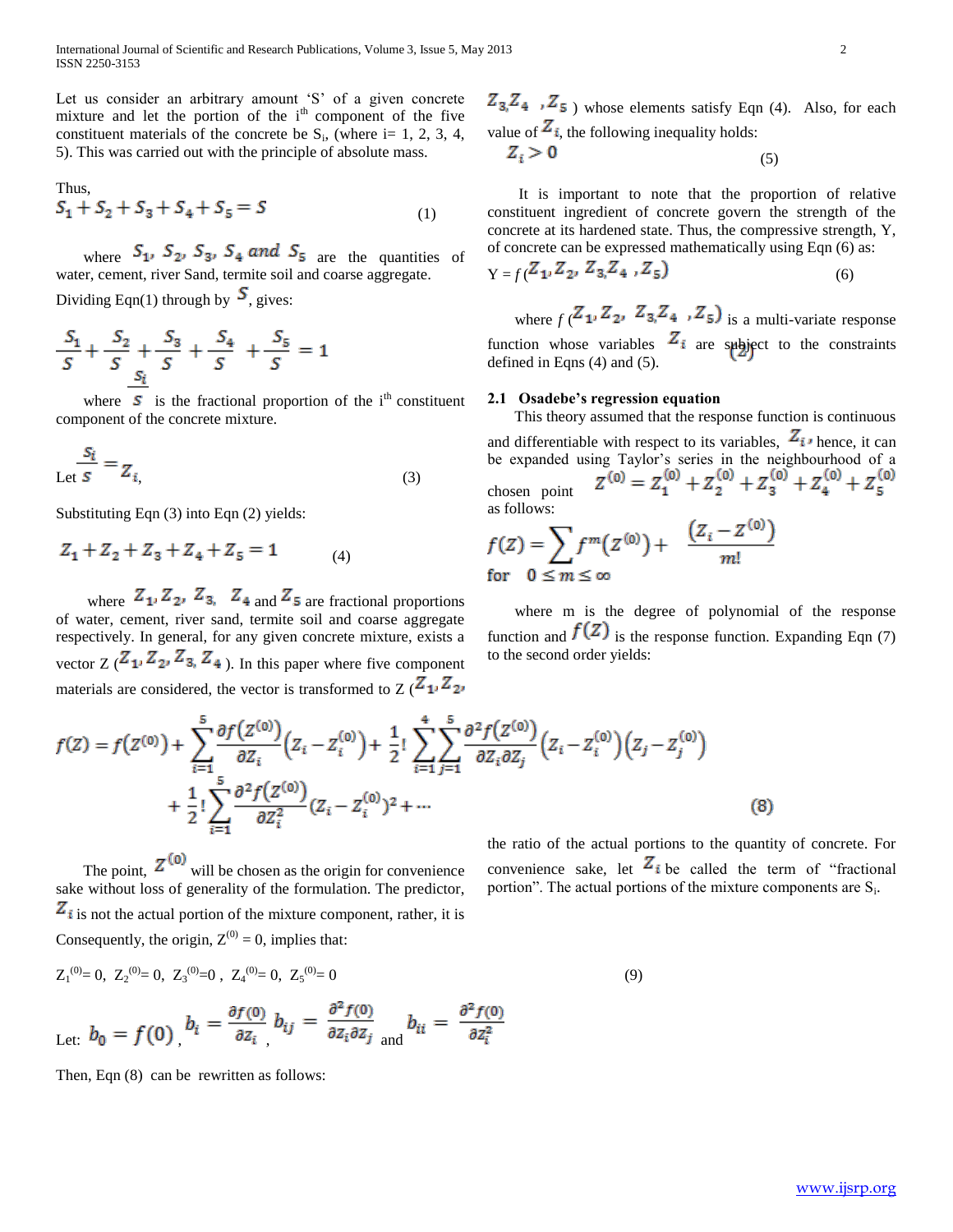Let us consider an arbitrary amount 'S' of a given concrete mixture and let the portion of the i[th] component of the five constituent materials of the concrete be $S_i$, (where i= 1, 2, 3, 4, 5). This was carried out with the principle of absolute mass.

Thus,

$$S_1 + S_2 + S_3 + S_4 + S_5 = S \tag{1}$$

where $S_1, S_2, S_3, S_4$ and $S_5$ are the quantities of water, cement, river Sand, termite soil and coarse aggregate.

Dividing Eqn(1) through by $S$, gives:

$$\frac{S_1}{S} + \frac{S_2}{S} + \frac{S_3}{S} + \frac{S_4}{S} + \frac{S_5}{S} = 1$$

where $\frac{S_i}{S}$ is the fractional proportion of the i[th] constituent component of the concrete mixture.

Let $\frac{S_i}{S} = Z_i$, $\tag{3}$

Substituting Eqn (3) into Eqn (2) yields:

$$Z_1 + Z_2 + Z_3 + Z_4 + Z_5 = 1 \tag{4}$$

where $Z_1, Z_2, Z_3, Z_4$ and $Z_5$ are fractional proportions of water, cement, river sand, termite soil and coarse aggregate respectively. In general, for any given concrete mixture, exists a vector Z ($Z_1, Z_2, Z_3, Z_4$). In this paper where five component materials are considered, the vector is transformed to Z ($Z_1, Z_2, Z_3, Z_4, Z_5$) whose elements satisfy Eqn (4). Also, for each value of $Z_i$, the following inequality holds:

$$Z_i > 0 \tag{5}$$

It is important to note that the proportion of relative constituent ingredient of concrete govern the strength of the concrete at its hardened state. Thus, the compressive strength, Y, of concrete can be expressed mathematically using Eqn (6) as:

$$Y = f(Z_1, Z_2, Z_3, Z_4, Z_5) \tag{6}$$

where $f(Z_1, Z_2, Z_3, Z_4, Z_5)$ is a multi-variate response function whose variables $Z_i$ are subject to the constraints defined in Eqns (4) and (5).

### 2.1 Osadebe's regression equation

This theory assumed that the response function is continuous and differentiable with respect to its variables, $Z_i$, hence, it can be expanded using Taylor's series in the neighbourhood of a chosen point $Z^{(0)} = Z_1^{(0)} + Z_2^{(0)} + Z_3^{(0)} + Z_4^{(0)} + Z_5^{(0)}$ as follows:

$$f(Z) = \sum f^m(Z^{(0)}) + \frac{(Z_i - Z^{(0)})}{m!}$$
$$\text{for} \quad 0 \le m \le \infty$$

where m is the degree of polynomial of the response function and $f(Z)$ is the response function. Expanding Eqn (7) to the second order yields:

$$f(Z) = f(Z^{(0)}) + \sum_{i=1}^{5} \frac{\partial f(Z^{(0)})}{\partial Z_i}(Z_i - Z_i^{(0)}) + \frac{1}{2}! \sum_{i=1}^{4}\sum_{j=1}^{5} \frac{\partial^2 f(Z^{(0)})}{\partial Z_i \partial Z_j}(Z_i - Z_i^{(0)})(Z_j - Z_j^{(0)})$$
$$+ \frac{1}{2}! \sum_{i=1}^{5} \frac{\partial^2 f(Z^{(0)})}{\partial Z_i^2}(Z_i - Z_i^{(0)})^2 + \cdots \tag{8}$$

The point, $Z^{(0)}$ will be chosen as the origin for convenience sake without loss of generality of the formulation. The predictor, $Z_i$ is not the actual portion of the mixture component, rather, it is the ratio of the actual portions to the quantity of concrete. For convenience sake, let $Z_i$ be called the term of "fractional portion". The actual portions of the mixture components are $S_i$.

Consequently, the origin, $Z^{(0)} = 0$, implies that:

$$Z_1^{(0)} = 0, \; Z_2^{(0)} = 0, \; Z_3^{(0)} = 0, \; Z_4^{(0)} = 0, \; Z_5^{(0)} = 0 \tag{9}$$

Let: $b_0 = f(0)$, $b_i = \frac{\partial f(0)}{\partial z_i}$, $b_{ij} = \frac{\partial^2 f(0)}{\partial z_i \partial z_j}$ and $b_{ii} = \frac{\partial^2 f(0)}{\partial z_i^2}$

Then, Eqn (8) can be rewritten as follows: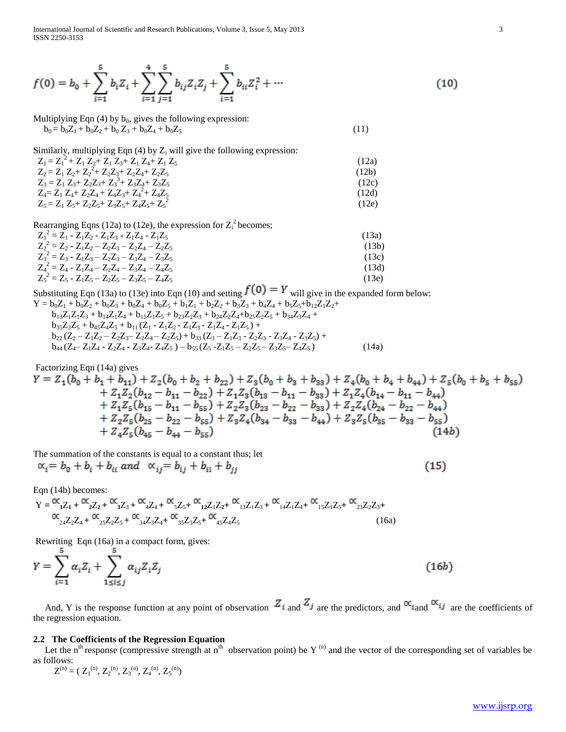$$f(0) = b_0 + \sum_{i=1}^{5} b_i Z_i + \sum_{i=1}^{4}\sum_{j=1}^{5} b_{ij} Z_i Z_j + \sum_{i=1}^{5} b_{ii} Z_i^2 + \cdots \tag{10}$$

Multiplying Eqn (4) by $b_0$, gives the following expression:

$$b_0 = b_0Z_1 + b_0Z_2 + b_0 Z_3 + b_0Z_4 + b_0Z_5 \tag{11}$$

Similarly, multiplying Eqn (4) by $Z_i$ will give the following expression:

$$Z_1 = Z_1^2 + Z_1 Z_2 + Z_1 Z_3 + Z_1 Z_4 + Z_1 Z_5 \tag{12a}$$
$$Z_2 = Z_1 Z_2 + Z_2^2 + Z_2Z_3 + Z_2Z_4 + Z_2Z_5 \tag{12b}$$
$$Z_3 = Z_1 Z_3 + Z_2Z_3 + Z_3^3 + Z_3Z_4 + Z_3Z_5 \tag{12c}$$
$$Z_4 = Z_1 Z_4 + Z_2Z_4 + Z_4Z_3 + Z_4^2 + Z_4Z_5 \tag{12d}$$
$$Z_5 = Z_1 Z_5 + Z_2Z_5 + Z_3Z_5 + Z_4Z_5 + Z_5^2 \tag{12e}$$

Rearranging Eqns (12a) to (12e), the expression for $Z_i^2$ becomes;

$$Z_1^2 = Z_1 - Z_1Z_2 - Z_1Z_3 - Z_1Z_4 - Z_1Z_5 \tag{13a}$$
$$Z_2^2 = Z_2 - Z_1Z_2 - Z_2Z_3 - Z_2Z_4 - Z_2Z_5 \tag{13b}$$
$$Z_3^2 = Z_3 - Z_1Z_3 - Z_2Z_3 - Z_3Z_4 - Z_3Z_5 \tag{13c}$$
$$Z_4^2 = Z_4 - Z_1Z_4 - Z_2Z_4 - Z_3Z_4 - Z_4Z_5 \tag{13d}$$
$$Z_5^2 = Z_5 - Z_1Z_5 - Z_2Z_5 - Z_3Z_5 - Z_4Z_5 \tag{13e}$$

Substituting Eqn (13a) to (13e) into Eqn (10) and setting $f(0) = Y$ will give in the expanded form below:

$$\begin{aligned} Y = {} & b_0Z_1 + b_0Z_2 + b_0Z_3 + b_0Z_4 + b_0Z_5 + b_1Z_1 + b_2Z_2 + b_3Z_3 + b_4Z_4 + b_5Z_5 + b_{12}Z_1Z_2 + \\ & b_{13}Z_1Z_3 + b_{14}Z_1Z_4 + b_{15}Z_1Z_5 + b_{23}Z_2Z_3 + b_{24}Z_2Z_4 + b_{25}Z_2Z_5 + b_{34}Z_3Z_4 + \\ & b_{35}Z_3Z_5 + b_{45}Z_4Z_5 + b_{11}(Z_1 - Z_1Z_2 - Z_1Z_3 - Z_1Z_4 - Z_1Z_5) + \\ & b_{22}(Z_2 - Z_1Z_2 - Z_2Z_3 - Z_2Z_4 - Z_2Z_5) + b_{33}(Z_3 - Z_1Z_3 - Z_2Z_3 - Z_3Z_4 - Z_3Z_5) + \\ & b_{44}(Z_4 - Z_1Z_4 - Z_2Z_4 - Z_3Z_4 - Z_4Z_5) - b_{55}(Z_5 - Z_1Z_5 - Z_2Z_5 - Z_3Z_5 - Z_4Z_5) \end{aligned} \tag{14a}$$

Factorizing Eqn (14a) gives

$$\begin{aligned} Y = {} & Z_1(b_0 + b_1 + b_{11}) + Z_2(b_0 + b_2 + b_{22}) + Z_3(b_0 + b_3 + b_{33}) + Z_4(b_0 + b_4 + b_{44}) + Z_5(b_0 + b_5 + b_{55}) \\ & + Z_1Z_2(b_{12} - b_{11} - b_{22}) + Z_1Z_3(b_{13} - b_{11} - b_{33}) + Z_1Z_4(b_{14} - b_{11} - b_{44}) \\ & + Z_1Z_5(b_{15} - b_{11} - b_{55}) + Z_2Z_3(b_{23} - b_{22} - b_{33}) + Z_2Z_4(b_{24} - b_{22} - b_{44}) \\ & + Z_2Z_5(b_{25} - b_{22} - b_{55}) + Z_3Z_4(b_{34} - b_{33} - b_{44}) + Z_3Z_5(b_{35} - b_{33} - b_{55}) \\ & + Z_4Z_5(b_{45} - b_{44} - b_{55}) \end{aligned} \tag{14b}$$

The summation of the constants is equal to a constant thus; let

$$\propto_i = b_0 + b_i + b_{ii} \text{ and } \propto_{ij} = b_{ij} + b_{ii} + b_{jj} \tag{15}$$

Eqn (14b) becomes:

$$\begin{aligned} Y = {} & \propto_1 Z_1 + \propto_2 Z_2 + \propto_3 Z_3 + \propto_4 Z_4 + \propto_5 Z_5 + \propto_{12} Z_1Z_2 + \propto_{13} Z_1Z_3 + \propto_{14} Z_1Z_4 + \propto_{15} Z_1Z_5 + \propto_{23} Z_2Z_3 + \\ & \propto_{24} Z_2Z_4 + \propto_{25} Z_2Z_5 + \propto_{34} Z_3Z_4 + \propto_{35} Z_3Z_5 + \propto_{45} Z_4Z_5 \end{aligned} \tag{16a}$$

Rewriting Eqn (16a) in a compact form, gives:

$$Y = \sum_{i=1}^{5} \alpha_i Z_i + \sum_{1 \le i \le j}^{5} \alpha_{ij} Z_i Z_j \tag{16b}$$

And, Y is the response function at any point of observation $Z_i$ and $Z_j$ are the predictors, and $\propto_i$ and $\propto_{ij}$ are the coefficients of the regression equation.

## 2.2 The Coefficients of the Regression Equation

Let the $n^{th}$ response (compressive strength at $n^{th}$ observation point) be $Y^{(n)}$ and the vector of the corresponding set of variables be as follows:

$$Z^{(n)} = (Z_1^{(n)}, Z_2^{(n)}, Z_3^{(n)}, Z_4^{(n)}, Z_5^{(n)})$$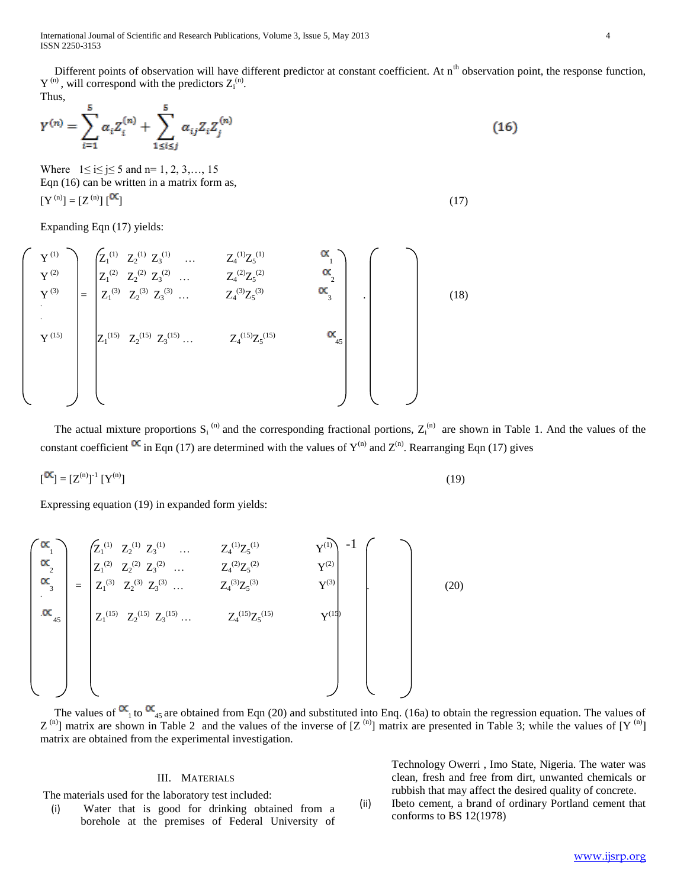Different points of observation will have different predictor at constant coefficient. At $n^{th}$ observation point, the response function, $Y^{(n)}$, will correspond with the predictors $Z_i^{(n)}$.

Thus,

$$Y^{(n)} = \sum_{i=1}^{5} \alpha_i Z_i^{(n)} + \sum_{1 \le i \le j}^{5} \alpha_{ij} Z_i Z_j^{(n)} \qquad (16)$$

Where $1 \le i \le j \le 5$ and n= 1, 2, 3,…, 15

Eqn (16) can be written in a matrix form as,

$$[Y^{(n)}] = [Z^{(n)}] [\alpha] \qquad (17)$$

Expanding Eqn (17) yields:

$$\begin{pmatrix} Y^{(1)} \\ Y^{(2)} \\ Y^{(3)} \\ \vdots \\ Y^{(15)} \end{pmatrix} = \begin{pmatrix} Z_1^{(1)} & Z_2^{(1)} & Z_3^{(1)} & \ldots & Z_4^{(1)}Z_5^{(1)} & \alpha_1 \\ Z_1^{(2)} & Z_2^{(2)} & Z_3^{(2)} & \ldots & Z_4^{(2)}Z_5^{(2)} & \alpha_2 \\ Z_1^{(3)} & Z_2^{(3)} & Z_3^{(3)} & \ldots & Z_4^{(3)}Z_5^{(3)} & \alpha_3 \\ Z_1^{(15)} & Z_2^{(15)} & Z_3^{(15)} & \ldots & Z_4^{(15)}Z_5^{(15)} & \alpha_{45} \end{pmatrix} . \begin{pmatrix} \\ \\ \end{pmatrix} \qquad (18)$$

The actual mixture proportions $S_i^{(n)}$ and the corresponding fractional portions, $Z_i^{(n)}$ are shown in Table 1. And the values of the constant coefficient $\alpha$ in Eqn (17) are determined with the values of $Y^{(n)}$ and $Z^{(n)}$. Rearranging Eqn (17) gives

$$[\alpha] = [Z^{(n)}]^{-1} [Y^{(n)}] \qquad (19)$$

Expressing equation (19) in expanded form yields:

$$\begin{pmatrix} \alpha_1 \\ \alpha_2 \\ \alpha_3 \\ \vdots \\ \alpha_{45} \end{pmatrix} = \begin{pmatrix} Z_1^{(1)} & Z_2^{(1)} & Z_3^{(1)} & \ldots & Z_4^{(1)}Z_5^{(1)} & Y^{(1)} \\ Z_1^{(2)} & Z_2^{(2)} & Z_3^{(2)} & \ldots & Z_4^{(2)}Z_5^{(2)} & Y^{(2)} \\ Z_1^{(3)} & Z_2^{(3)} & Z_3^{(3)} & \ldots & Z_4^{(3)}Z_5^{(3)} & Y^{(3)} \\ Z_1^{(15)} & Z_2^{(15)} & Z_3^{(15)} & \ldots & Z_4^{(15)}Z_5^{(15)} & Y^{(15)} \end{pmatrix}^{-1} . \begin{pmatrix} \\ \\ \end{pmatrix} \qquad (20)$$

The values of $\alpha_1$ to $\alpha_{45}$ are obtained from Eqn (20) and substituted into Enq. (16a) to obtain the regression equation. The values of $Z^{(n)}$] matrix are shown in Table 2 and the values of the inverse of [$Z^{(n)}$] matrix are presented in Table 3; while the values of [$Y^{(n)}$] matrix are obtained from the experimental investigation.

## III. MATERIALS

The materials used for the laboratory test included:

(i) Water that is good for drinking obtained from a borehole at the premises of Federal University of Technology Owerri , Imo State, Nigeria. The water was clean, fresh and free from dirt, unwanted chemicals or rubbish that may affect the desired quality of concrete.

(ii) Ibeto cement, a brand of ordinary Portland cement that conforms to BS 12(1978)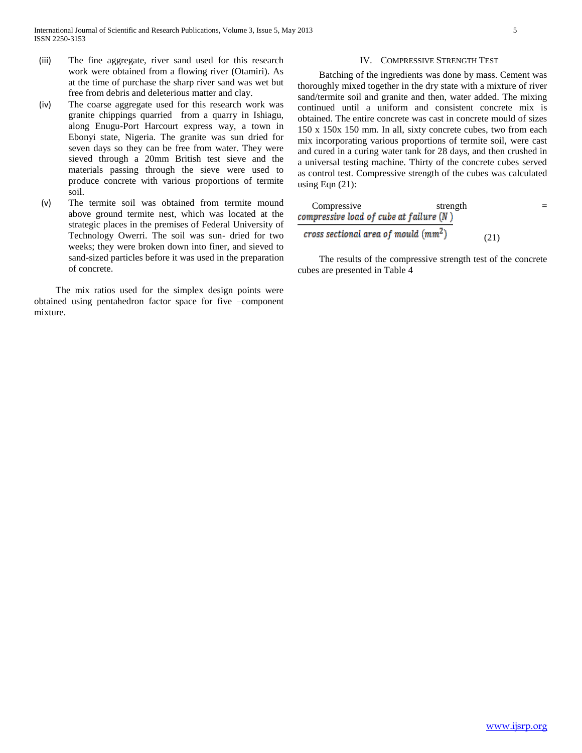(iii) The fine aggregate, river sand used for this research work were obtained from a flowing river (Otamiri). As at the time of purchase the sharp river sand was wet but free from debris and deleterious matter and clay.

(iv) The coarse aggregate used for this research work was granite chippings quarried from a quarry in Ishiagu, along Enugu-Port Harcourt express way, a town in Ebonyi state, Nigeria. The granite was sun dried for seven days so they can be free from water. They were sieved through a 20mm British test sieve and the materials passing through the sieve were used to produce concrete with various proportions of termite soil.

(v) The termite soil was obtained from termite mound above ground termite nest, which was located at the strategic places in the premises of Federal University of Technology Owerri. The soil was sun- dried for two weeks; they were broken down into finer, and sieved to sand-sized particles before it was used in the preparation of concrete.

The mix ratios used for the simplex design points were obtained using pentahedron factor space for five –component mixture.

## IV. Compressive Strength Test

Batching of the ingredients was done by mass. Cement was thoroughly mixed together in the dry state with a mixture of river sand/termite soil and granite and then, water added. The mixing continued until a uniform and consistent concrete mix is obtained. The entire concrete was cast in concrete mould of sizes 150 x 150x 150 mm. In all, sixty concrete cubes, two from each mix incorporating various proportions of termite soil, were cast and cured in a curing water tank for 28 days, and then crushed in a universal testing machine. Thirty of the concrete cubes served as control test. Compressive strength of the cubes was calculated using Eqn (21):

$$\text{Compressive strength} = \frac{\text{compressive load of cube at failure } (N)}{\text{cross sectional area of mould } (mm^2)} \qquad (21)$$

The results of the compressive strength test of the concrete cubes are presented in Table 4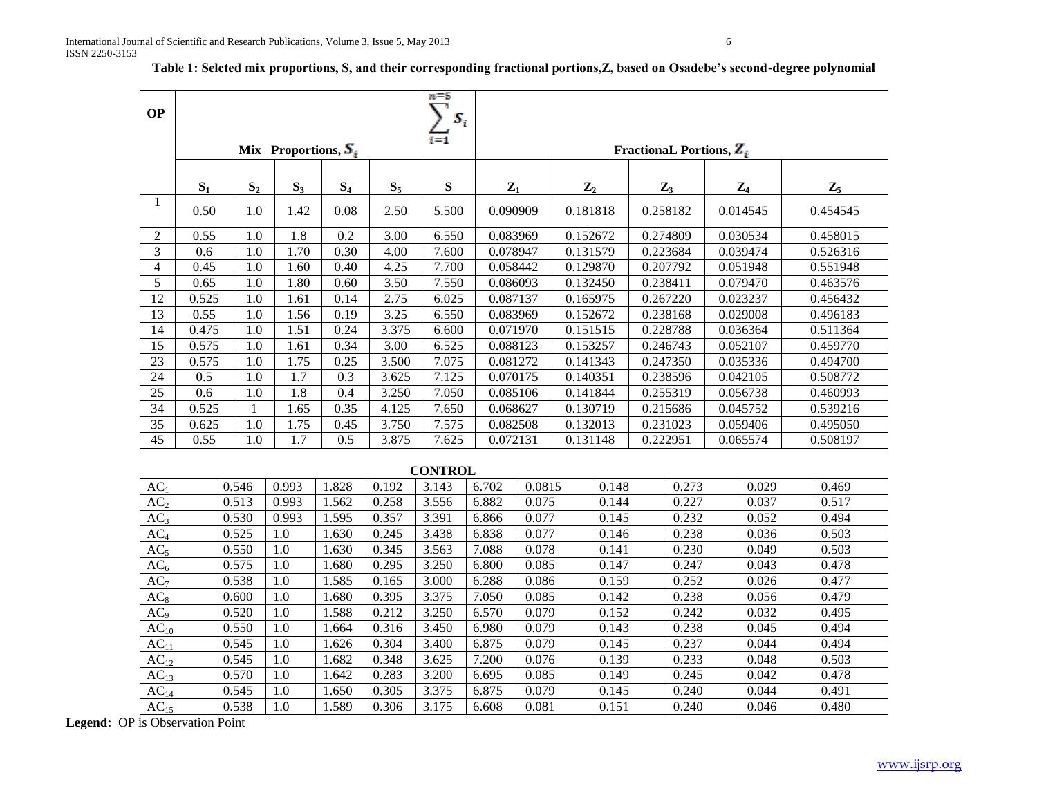**Table 1: Selcted mix proportions, S, and their corresponding fractional portions,Z, based on Osadebe's second-degree polynomial**

| OP | Mix Proportions, $S_i$ | | | | | $\sum_{i=1}^{n=5} S_i$ | FractionaL Portions, $Z_i$ | | | | |
|---|---|---|---|---|---|---|---|---|---|---|---|
| | $S_1$ | $S_2$ | $S_3$ | $S_4$ | $S_5$ | S | $Z_1$ | $Z_2$ | $Z_3$ | $Z_4$ | $Z_5$ |
| 1 | 0.50 | 1.0 | 1.42 | 0.08 | 2.50 | 5.500 | 0.090909 | 0.181818 | 0.258182 | 0.014545 | 0.454545 |
| 2 | 0.55 | 1.0 | 1.8 | 0.2 | 3.00 | 6.550 | 0.083969 | 0.152672 | 0.274809 | 0.030534 | 0.458015 |
| 3 | 0.6 | 1.0 | 1.70 | 0.30 | 4.00 | 7.600 | 0.078947 | 0.131579 | 0.223684 | 0.039474 | 0.526316 |
| 4 | 0.45 | 1.0 | 1.60 | 0.40 | 4.25 | 7.700 | 0.058442 | 0.129870 | 0.207792 | 0.051948 | 0.551948 |
| 5 | 0.65 | 1.0 | 1.80 | 0.60 | 3.50 | 7.550 | 0.086093 | 0.132450 | 0.238411 | 0.079470 | 0.463576 |
| 12 | 0.525 | 1.0 | 1.61 | 0.14 | 2.75 | 6.025 | 0.087137 | 0.165975 | 0.267220 | 0.023237 | 0.456432 |
| 13 | 0.55 | 1.0 | 1.56 | 0.19 | 3.25 | 6.550 | 0.083969 | 0.152672 | 0.238168 | 0.029008 | 0.496183 |
| 14 | 0.475 | 1.0 | 1.51 | 0.24 | 3.375 | 6.600 | 0.071970 | 0.151515 | 0.228788 | 0.036364 | 0.511364 |
| 15 | 0.575 | 1.0 | 1.61 | 0.34 | 3.00 | 6.525 | 0.088123 | 0.153257 | 0.246743 | 0.052107 | 0.459770 |
| 23 | 0.575 | 1.0 | 1.75 | 0.25 | 3.500 | 7.075 | 0.081272 | 0.141343 | 0.247350 | 0.035336 | 0.494700 |
| 24 | 0.5 | 1.0 | 1.7 | 0.3 | 3.625 | 7.125 | 0.070175 | 0.140351 | 0.238596 | 0.042105 | 0.508772 |
| 25 | 0.6 | 1.0 | 1.8 | 0.4 | 3.250 | 7.050 | 0.085106 | 0.141844 | 0.255319 | 0.056738 | 0.460993 |
| 34 | 0.525 | 1 | 1.65 | 0.35 | 4.125 | 7.650 | 0.068627 | 0.130719 | 0.215686 | 0.045752 | 0.539216 |
| 35 | 0.625 | 1.0 | 1.75 | 0.45 | 3.750 | 7.575 | 0.082508 | 0.132013 | 0.231023 | 0.059406 | 0.495050 |
| 45 | 0.55 | 1.0 | 1.7 | 0.5 | 3.875 | 7.625 | 0.072131 | 0.131148 | 0.222951 | 0.065574 | 0.508197 |
| **CONTROL** | | | | | | | | | | | |
| $AC_1$ | 0.546 | 0.993 | 1.828 | 0.192 | 3.143 | 6.702 | 0.0815 | 0.148 | 0.273 | 0.029 | 0.469 |
| $AC_2$ | 0.513 | 0.993 | 1.562 | 0.258 | 3.556 | 6.882 | 0.075 | 0.144 | 0.227 | 0.037 | 0.517 |
| $AC_3$ | 0.530 | 0.993 | 1.595 | 0.357 | 3.391 | 6.866 | 0.077 | 0.145 | 0.232 | 0.052 | 0.494 |
| $AC_4$ | 0.525 | 1.0 | 1.630 | 0.245 | 3.438 | 6.838 | 0.077 | 0.146 | 0.238 | 0.036 | 0.503 |
| $AC_5$ | 0.550 | 1.0 | 1.630 | 0.345 | 3.563 | 7.088 | 0.078 | 0.141 | 0.230 | 0.049 | 0.503 |
| $AC_6$ | 0.575 | 1.0 | 1.680 | 0.295 | 3.250 | 6.800 | 0.085 | 0.147 | 0.247 | 0.043 | 0.478 |
| $AC_7$ | 0.538 | 1.0 | 1.585 | 0.165 | 3.000 | 6.288 | 0.086 | 0.159 | 0.252 | 0.026 | 0.477 |
| $AC_8$ | 0.600 | 1.0 | 1.680 | 0.395 | 3.375 | 7.050 | 0.085 | 0.142 | 0.238 | 0.056 | 0.479 |
| $AC_9$ | 0.520 | 1.0 | 1.588 | 0.212 | 3.250 | 6.570 | 0.079 | 0.152 | 0.242 | 0.032 | 0.495 |
| $AC_{10}$ | 0.550 | 1.0 | 1.664 | 0.316 | 3.450 | 6.980 | 0.079 | 0.143 | 0.238 | 0.045 | 0.494 |
| $AC_{11}$ | 0.545 | 1.0 | 1.626 | 0.304 | 3.400 | 6.875 | 0.079 | 0.145 | 0.237 | 0.044 | 0.494 |
| $AC_{12}$ | 0.545 | 1.0 | 1.682 | 0.348 | 3.625 | 7.200 | 0.076 | 0.139 | 0.233 | 0.048 | 0.503 |
| $AC_{13}$ | 0.570 | 1.0 | 1.642 | 0.283 | 3.200 | 6.695 | 0.085 | 0.149 | 0.245 | 0.042 | 0.478 |
| $AC_{14}$ | 0.545 | 1.0 | 1.650 | 0.305 | 3.375 | 6.875 | 0.079 | 0.145 | 0.240 | 0.044 | 0.491 |
| $AC_{15}$ | 0.538 | 1.0 | 1.589 | 0.306 | 3.175 | 6.608 | 0.081 | 0.151 | 0.240 | 0.046 | 0.480 |

**Legend:** OP is Observation Point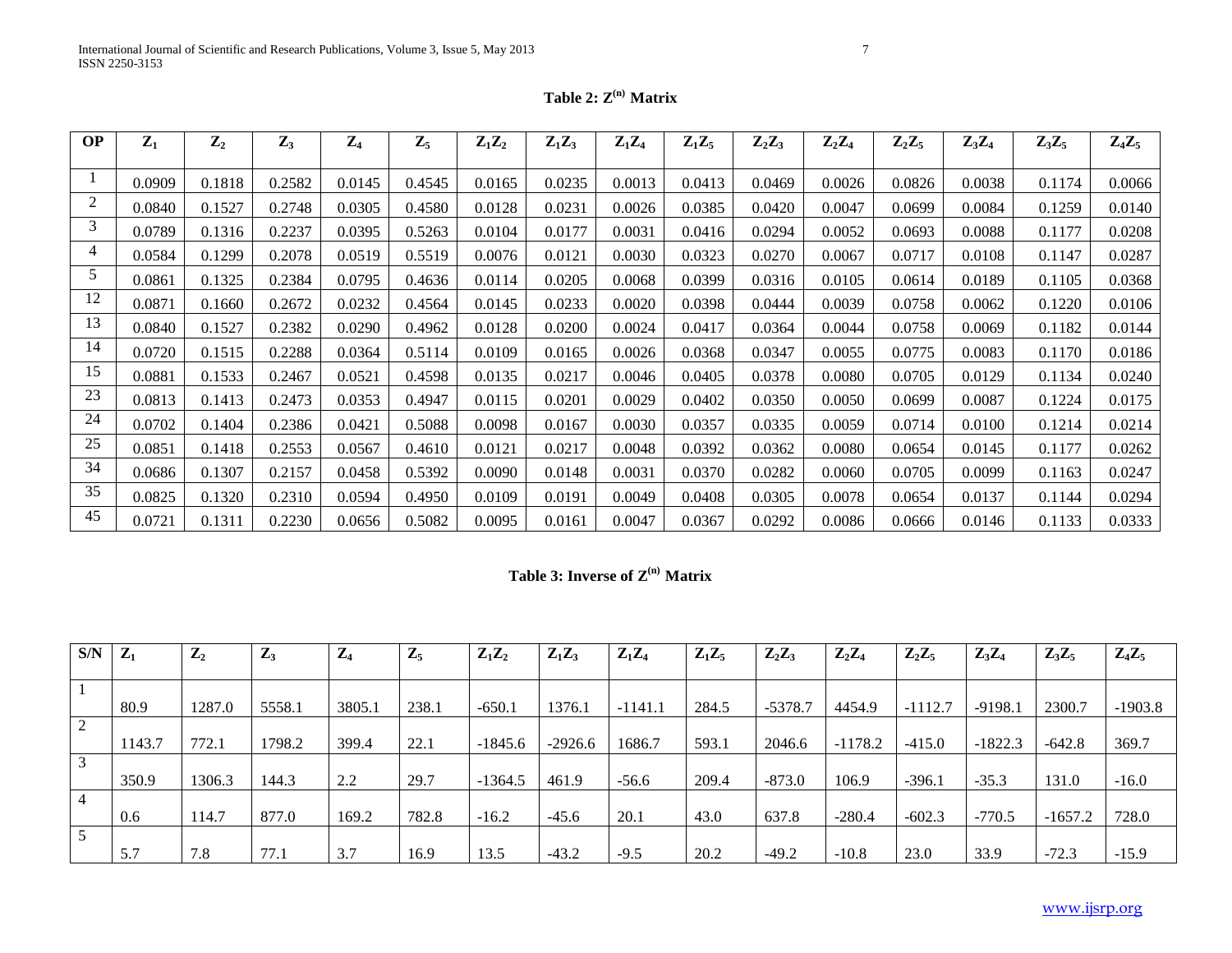**Table 2: $Z^{(n)}$ Matrix**

| OP | $Z_1$ | $Z_2$ | $Z_3$ | $Z_4$ | $Z_5$ | $Z_1Z_2$ | $Z_1Z_3$ | $Z_1Z_4$ | $Z_1Z_5$ | $Z_2Z_3$ | $Z_2Z_4$ | $Z_2Z_5$ | $Z_3Z_4$ | $Z_3Z_5$ | $Z_4Z_5$ |
|---|---|---|---|---|---|---|---|---|---|---|---|---|---|---|---|
| 1 | 0.0909 | 0.1818 | 0.2582 | 0.0145 | 0.4545 | 0.0165 | 0.0235 | 0.0013 | 0.0413 | 0.0469 | 0.0026 | 0.0826 | 0.0038 | 0.1174 | 0.0066 |
| 2 | 0.0840 | 0.1527 | 0.2748 | 0.0305 | 0.4580 | 0.0128 | 0.0231 | 0.0026 | 0.0385 | 0.0420 | 0.0047 | 0.0699 | 0.0084 | 0.1259 | 0.0140 |
| 3 | 0.0789 | 0.1316 | 0.2237 | 0.0395 | 0.5263 | 0.0104 | 0.0177 | 0.0031 | 0.0416 | 0.0294 | 0.0052 | 0.0693 | 0.0088 | 0.1177 | 0.0208 |
| 4 | 0.0584 | 0.1299 | 0.2078 | 0.0519 | 0.5519 | 0.0076 | 0.0121 | 0.0030 | 0.0323 | 0.0270 | 0.0067 | 0.0717 | 0.0108 | 0.1147 | 0.0287 |
| 5 | 0.0861 | 0.1325 | 0.2384 | 0.0795 | 0.4636 | 0.0114 | 0.0205 | 0.0068 | 0.0399 | 0.0316 | 0.0105 | 0.0614 | 0.0189 | 0.1105 | 0.0368 |
| 12 | 0.0871 | 0.1660 | 0.2672 | 0.0232 | 0.4564 | 0.0145 | 0.0233 | 0.0020 | 0.0398 | 0.0444 | 0.0039 | 0.0758 | 0.0062 | 0.1220 | 0.0106 |
| 13 | 0.0840 | 0.1527 | 0.2382 | 0.0290 | 0.4962 | 0.0128 | 0.0200 | 0.0024 | 0.0417 | 0.0364 | 0.0044 | 0.0758 | 0.0069 | 0.1182 | 0.0144 |
| 14 | 0.0720 | 0.1515 | 0.2288 | 0.0364 | 0.5114 | 0.0109 | 0.0165 | 0.0026 | 0.0368 | 0.0347 | 0.0055 | 0.0775 | 0.0083 | 0.1170 | 0.0186 |
| 15 | 0.0881 | 0.1533 | 0.2467 | 0.0521 | 0.4598 | 0.0135 | 0.0217 | 0.0046 | 0.0405 | 0.0378 | 0.0080 | 0.0705 | 0.0129 | 0.1134 | 0.0240 |
| 23 | 0.0813 | 0.1413 | 0.2473 | 0.0353 | 0.4947 | 0.0115 | 0.0201 | 0.0029 | 0.0402 | 0.0350 | 0.0050 | 0.0699 | 0.0087 | 0.1224 | 0.0175 |
| 24 | 0.0702 | 0.1404 | 0.2386 | 0.0421 | 0.5088 | 0.0098 | 0.0167 | 0.0030 | 0.0357 | 0.0335 | 0.0059 | 0.0714 | 0.0100 | 0.1214 | 0.0214 |
| 25 | 0.0851 | 0.1418 | 0.2553 | 0.0567 | 0.4610 | 0.0121 | 0.0217 | 0.0048 | 0.0392 | 0.0362 | 0.0080 | 0.0654 | 0.0145 | 0.1177 | 0.0262 |
| 34 | 0.0686 | 0.1307 | 0.2157 | 0.0458 | 0.5392 | 0.0090 | 0.0148 | 0.0031 | 0.0370 | 0.0282 | 0.0060 | 0.0705 | 0.0099 | 0.1163 | 0.0247 |
| 35 | 0.0825 | 0.1320 | 0.2310 | 0.0594 | 0.4950 | 0.0109 | 0.0191 | 0.0049 | 0.0408 | 0.0305 | 0.0078 | 0.0654 | 0.0137 | 0.1144 | 0.0294 |
| 45 | 0.0721 | 0.1311 | 0.2230 | 0.0656 | 0.5082 | 0.0095 | 0.0161 | 0.0047 | 0.0367 | 0.0292 | 0.0086 | 0.0666 | 0.0146 | 0.1133 | 0.0333 |

**Table 3: Inverse of $Z^{(n)}$ Matrix**

| S/N | $Z_1$ | $Z_2$ | $Z_3$ | $Z_4$ | $Z_5$ | $Z_1Z_2$ | $Z_1Z_3$ | $Z_1Z_4$ | $Z_1Z_5$ | $Z_2Z_3$ | $Z_2Z_4$ | $Z_2Z_5$ | $Z_3Z_4$ | $Z_3Z_5$ | $Z_4Z_5$ |
|---|---|---|---|---|---|---|---|---|---|---|---|---|---|---|---|
| 1 | 80.9 | 1287.0 | 5558.1 | 3805.1 | 238.1 | -650.1 | 1376.1 | -1141.1 | 284.5 | -5378.7 | 4454.9 | -1112.7 | -9198.1 | 2300.7 | -1903.8 |
| 2 | 1143.7 | 772.1 | 1798.2 | 399.4 | 22.1 | -1845.6 | -2926.6 | 1686.7 | 593.1 | 2046.6 | -1178.2 | -415.0 | -1822.3 | -642.8 | 369.7 |
| 3 | 350.9 | 1306.3 | 144.3 | 2.2 | 29.7 | -1364.5 | 461.9 | -56.6 | 209.4 | -873.0 | 106.9 | -396.1 | -35.3 | 131.0 | -16.0 |
| 4 | 0.6 | 114.7 | 877.0 | 169.2 | 782.8 | -16.2 | -45.6 | 20.1 | 43.0 | 637.8 | -280.4 | -602.3 | -770.5 | -1657.2 | 728.0 |
| 5 | 5.7 | 7.8 | 77.1 | 3.7 | 16.9 | 13.5 | -43.2 | -9.5 | 20.2 | -49.2 | -10.8 | 23.0 | 33.9 | -72.3 | -15.9 |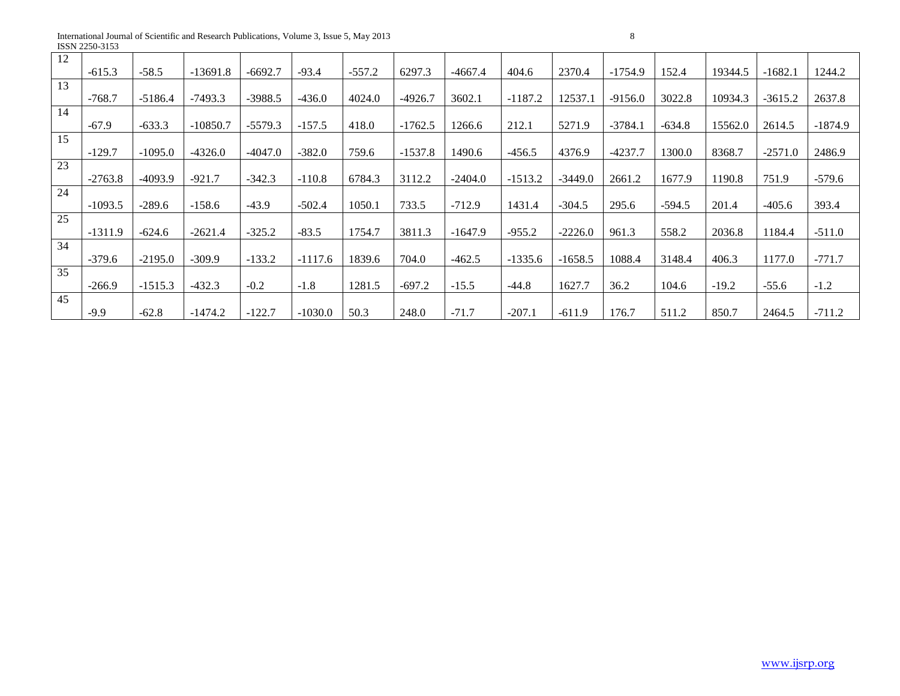| 12 | | | | | | | | | | | | | | | |
|---|---|---|---|---|---|---|---|---|---|---|---|---|---|---|---|
| | -615.3 | -58.5 | -13691.8 | -6692.7 | -93.4 | -557.2 | 6297.3 | -4667.4 | 404.6 | 2370.4 | -1754.9 | 152.4 | 19344.5 | -1682.1 | 1244.2 |
| 13 | | | | | | | | | | | | | | | |
| | -768.7 | -5186.4 | -7493.3 | -3988.5 | -436.0 | 4024.0 | -4926.7 | 3602.1 | -1187.2 | 12537.1 | -9156.0 | 3022.8 | 10934.3 | -3615.2 | 2637.8 |
| 14 | | | | | | | | | | | | | | | |
| | -67.9 | -633.3 | -10850.7 | -5579.3 | -157.5 | 418.0 | -1762.5 | 1266.6 | 212.1 | 5271.9 | -3784.1 | -634.8 | 15562.0 | 2614.5 | -1874.9 |
| 15 | | | | | | | | | | | | | | | |
| | -129.7 | -1095.0 | -4326.0 | -4047.0 | -382.0 | 759.6 | -1537.8 | 1490.6 | -456.5 | 4376.9 | -4237.7 | 1300.0 | 8368.7 | -2571.0 | 2486.9 |
| 23 | | | | | | | | | | | | | | | |
| | -2763.8 | -4093.9 | -921.7 | -342.3 | -110.8 | 6784.3 | 3112.2 | -2404.0 | -1513.2 | -3449.0 | 2661.2 | 1677.9 | 1190.8 | 751.9 | -579.6 |
| 24 | | | | | | | | | | | | | | | |
| | -1093.5 | -289.6 | -158.6 | -43.9 | -502.4 | 1050.1 | 733.5 | -712.9 | 1431.4 | -304.5 | 295.6 | -594.5 | 201.4 | -405.6 | 393.4 |
| 25 | | | | | | | | | | | | | | | |
| | -1311.9 | -624.6 | -2621.4 | -325.2 | -83.5 | 1754.7 | 3811.3 | -1647.9 | -955.2 | -2226.0 | 961.3 | 558.2 | 2036.8 | 1184.4 | -511.0 |
| 34 | | | | | | | | | | | | | | | |
| | -379.6 | -2195.0 | -309.9 | -133.2 | -1117.6 | 1839.6 | 704.0 | -462.5 | -1335.6 | -1658.5 | 1088.4 | 3148.4 | 406.3 | 1177.0 | -771.7 |
| 35 | | | | | | | | | | | | | | | |
| | -266.9 | -1515.3 | -432.3 | -0.2 | -1.8 | 1281.5 | -697.2 | -15.5 | -44.8 | 1627.7 | 36.2 | 104.6 | -19.2 | -55.6 | -1.2 |
| 45 | | | | | | | | | | | | | | | |
| | -9.9 | -62.8 | -1474.2 | -122.7 | -1030.0 | 50.3 | 248.0 | -71.7 | -207.1 | -611.9 | 176.7 | 511.2 | 850.7 | 2464.5 | -711.2 |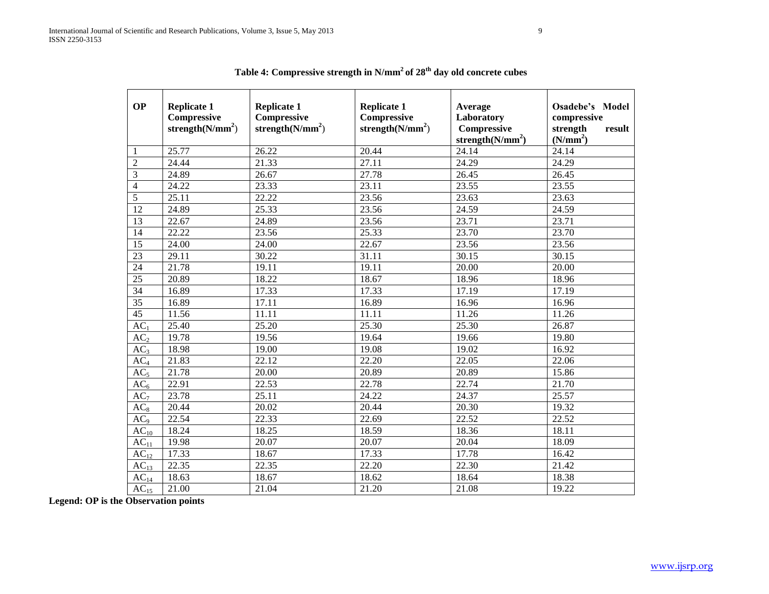**Table 4: Compressive strength in N/mm$^2$ of 28$^{th}$ day old concrete cubes**

| OP | Replicate 1 Compressive strength(N/mm$^2$) | Replicate 1 Compressive strength(N/mm$^2$) | Replicate 1 Compressive strength(N/mm$^2$) | Average Laboratory Compressive strength(N/mm$^2$) | Osadebe's Model compressive strength result (N/mm$^2$) |
|---|---|---|---|---|---|
| 1 | 25.77 | 26.22 | 20.44 | 24.14 | 24.14 |
| 2 | 24.44 | 21.33 | 27.11 | 24.29 | 24.29 |
| 3 | 24.89 | 26.67 | 27.78 | 26.45 | 26.45 |
| 4 | 24.22 | 23.33 | 23.11 | 23.55 | 23.55 |
| 5 | 25.11 | 22.22 | 23.56 | 23.63 | 23.63 |
| 12 | 24.89 | 25.33 | 23.56 | 24.59 | 24.59 |
| 13 | 22.67 | 24.89 | 23.56 | 23.71 | 23.71 |
| 14 | 22.22 | 23.56 | 25.33 | 23.70 | 23.70 |
| 15 | 24.00 | 24.00 | 22.67 | 23.56 | 23.56 |
| 23 | 29.11 | 30.22 | 31.11 | 30.15 | 30.15 |
| 24 | 21.78 | 19.11 | 19.11 | 20.00 | 20.00 |
| 25 | 20.89 | 18.22 | 18.67 | 18.96 | 18.96 |
| 34 | 16.89 | 17.33 | 17.33 | 17.19 | 17.19 |
| 35 | 16.89 | 17.11 | 16.89 | 16.96 | 16.96 |
| 45 | 11.56 | 11.11 | 11.11 | 11.26 | 11.26 |
| $AC_1$ | 25.40 | 25.20 | 25.30 | 25.30 | 26.87 |
| $AC_2$ | 19.78 | 19.56 | 19.64 | 19.66 | 19.80 |
| $AC_3$ | 18.98 | 19.00 | 19.08 | 19.02 | 16.92 |
| $AC_4$ | 21.83 | 22.12 | 22.20 | 22.05 | 22.06 |
| $AC_5$ | 21.78 | 20.00 | 20.89 | 20.89 | 15.86 |
| $AC_6$ | 22.91 | 22.53 | 22.78 | 22.74 | 21.70 |
| $AC_7$ | 23.78 | 25.11 | 24.22 | 24.37 | 25.57 |
| $AC_8$ | 20.44 | 20.02 | 20.44 | 20.30 | 19.32 |
| $AC_9$ | 22.54 | 22.33 | 22.69 | 22.52 | 22.52 |
| $AC_{10}$ | 18.24 | 18.25 | 18.59 | 18.36 | 18.11 |
| $AC_{11}$ | 19.98 | 20.07 | 20.07 | 20.04 | 18.09 |
| $AC_{12}$ | 17.33 | 18.67 | 17.33 | 17.78 | 16.42 |
| $AC_{13}$ | 22.35 | 22.35 | 22.20 | 22.30 | 21.42 |
| $AC_{14}$ | 18.63 | 18.67 | 18.62 | 18.64 | 18.38 |
| $AC_{15}$ | 21.00 | 21.04 | 21.20 | 21.08 | 19.22 |

**Legend: OP is the Observation points**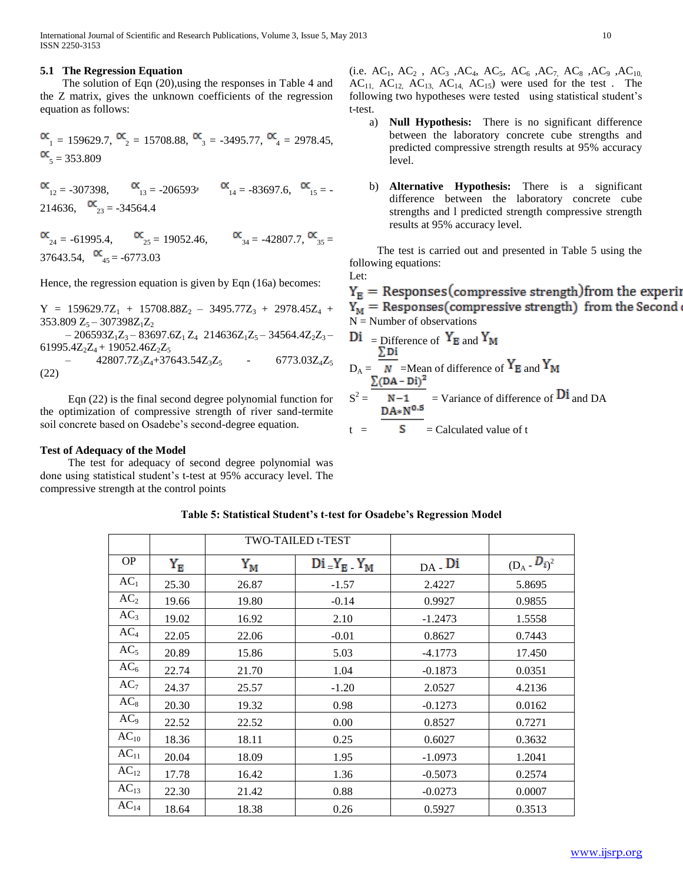### 5.1 The Regression Equation

The solution of Eqn (20),using the responses in Table 4 and the Z matrix, gives the unknown coefficients of the regression equation as follows:

$\alpha_1 = 159629.7$, $\alpha_2 = 15708.88$, $\alpha_3 = -3495.77$, $\alpha_4 = 2978.45$, $\alpha_5 = 353.809$

$\alpha_{12} = -307398$, $\alpha_{13} = -206593$, $\alpha_{14} = -83697.6$, $\alpha_{15} = -214636$, $\alpha_{23} = -34564.4$

$\alpha_{24} = -61995.4$, $\alpha_{25} = 19052.46$, $\alpha_{34} = -42807.7$, $\alpha_{35} = 37643.54$, $\alpha_{45} = -6773.03$

Hence, the regression equation is given by Eqn (16a) becomes:

$$Y = 159629.7Z_1 + 15708.88Z_2 - 3495.77Z_3 + 2978.45Z_4 + 353.809 Z_5 - 307398Z_1Z_2 - 206593Z_1Z_3 - 83697.6Z_1 Z_4 \; 214636Z_1Z_5 - 34564.4Z_2Z_3 - 61995.4Z_2Z_4 + 19052.46Z_2Z_5 - 42807.7Z_3Z_4 + 37643.54Z_3Z_5 - 6773.03Z_4Z_5 \quad (22)$$

Eqn (22) is the final second degree polynomial function for the optimization of compressive strength of river sand-termite soil concrete based on Osadebe's second-degree equation.

**Test of Adequacy of the Model**

The test for adequacy of second degree polynomial was done using statistical student's t-test at 95% accuracy level. The compressive strength at the control points (i.e. $AC_1$, $AC_2$, $AC_3$, $AC_4$, $AC_5$, $AC_6$, $AC_7$, $AC_8$, $AC_9$, $AC_{10}$, $AC_{11}$, $AC_{12}$, $AC_{13}$, $AC_{14}$, $AC_{15}$) were used for the test . The following two hypotheses were tested using statistical student's t-test.

a) **Null Hypothesis:** There is no significant difference between the laboratory concrete cube strengths and predicted compressive strength results at 95% accuracy level.

b) **Alternative Hypothesis:** There is a significant difference between the laboratory concrete cube strengths and l predicted strength compressive strength results at 95% accuracy level.

The test is carried out and presented in Table 5 using the following equations:

Let:

$Y_E$ = Responses(compressive strength)from the experir

$Y_M$ = Responses(compressive strength) from the Second

N = Number of observations

$Di$ = Difference of $Y_E$ and $Y_M$

$D_A = \frac{\sum Di}{N}$ =Mean of difference of $Y_E$ and $Y_M$

$S^2 = \frac{\sum (DA - Di)^2}{N-1}$ = Variance of difference of $Di$ and DA

$t = \frac{DA * N^{0.5}}{S}$ = Calculated value of t

**Table 5: Statistical Student's t-test for Osadebe's Regression Model**

| | | TWO-TAILED t-TEST | | | |
|---|---|---|---|---|---|
| OP | $Y_E$ | $Y_M$ | $Di = Y_E - Y_M$ | $DA - Di$ | $(D_A - D_i)^2$ |
| $AC_1$ | 25.30 | 26.87 | -1.57 | 2.4227 | 5.8695 |
| $AC_2$ | 19.66 | 19.80 | -0.14 | 0.9927 | 0.9855 |
| $AC_3$ | 19.02 | 16.92 | 2.10 | -1.2473 | 1.5558 |
| $AC_4$ | 22.05 | 22.06 | -0.01 | 0.8627 | 0.7443 |
| $AC_5$ | 20.89 | 15.86 | 5.03 | -4.1773 | 17.450 |
| $AC_6$ | 22.74 | 21.70 | 1.04 | -0.1873 | 0.0351 |
| $AC_7$ | 24.37 | 25.57 | -1.20 | 2.0527 | 4.2136 |
| $AC_8$ | 20.30 | 19.32 | 0.98 | -0.1273 | 0.0162 |
| $AC_9$ | 22.52 | 22.52 | 0.00 | 0.8527 | 0.7271 |
| $AC_{10}$ | 18.36 | 18.11 | 0.25 | 0.6027 | 0.3632 |
| $AC_{11}$ | 20.04 | 18.09 | 1.95 | -1.0973 | 1.2041 |
| $AC_{12}$ | 17.78 | 16.42 | 1.36 | -0.5073 | 0.2574 |
| $AC_{13}$ | 22.30 | 21.42 | 0.88 | -0.0273 | 0.0007 |
| $AC_{14}$ | 18.64 | 18.38 | 0.26 | 0.5927 | 0.3513 |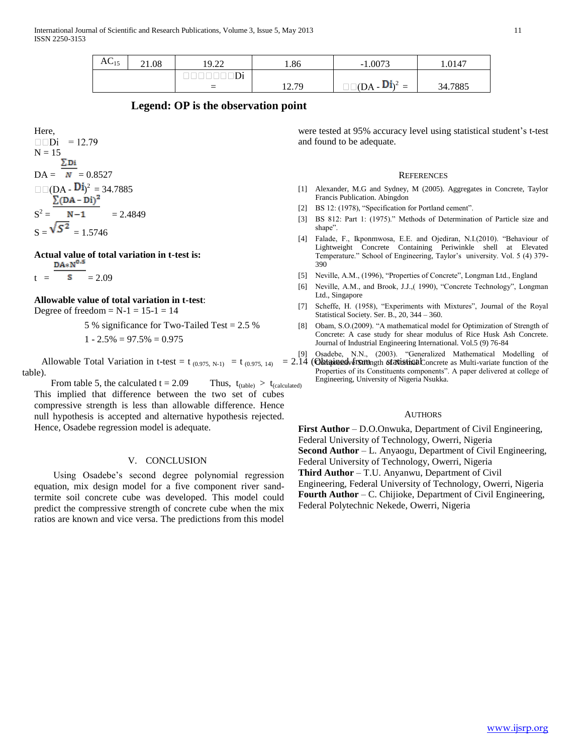| | | | | | |
|---|---|---|---|---|---|
| $AC_{15}$ | 21.08 | 19.22 | 1.86 | -1.0073 | 1.0147 |
| | | $\sum$Di = | 12.79 | $\sum(DA - Di)^2$ = | 34.7885 |

**Legend: OP is the observation point**

Here,

$\sum Di = 12.79$

$N = 15$

$DA = \frac{\sum Di}{N} = 0.8527$

$\sum(DA - Di)^2 = 34.7885$

$S^2 = \frac{\sum(DA - Di)^2}{N-1} = 2.4849$

$S = \sqrt{S^2} = 1.5746$

**Actual value of total variation in t-test is:**

$t = \frac{DA * N^{0.5}}{S} = 2.09$

**Allowable value of total variation in t-test**:

Degree of freedom = N-1 = 15-1 = 14

5 % significance for Two-Tailed Test = 2.5 %

1 - 2.5% = 97.5% = 0.975

Allowable Total Variation in t-test = $t_{(0.975,\, N-1)} = t_{(0.975,\, 14)} = 2.14$ (Obtained from statistical table).

From table 5, the calculated t = 2.09 Thus, $t_{(table)} > t_{(calculated)}$

This implied that difference between the two set of cubes compressive strength is less than allowable difference. Hence null hypothesis is accepted and alternative hypothesis rejected. Hence, Osadebe regression model is adequate.

## V. Conclusion

Using Osadebe's second degree polynomial regression equation, mix design model for a five component river sand-termite soil concrete cube was developed. This model could predict the compressive strength of concrete cube when the mix ratios are known and vice versa. The predictions from this model were tested at 95% accuracy level using statistical student's t-test and found to be adequate.

## References

[1] Alexander, M.G and Sydney, M (2005). Aggregates in Concrete, Taylor Francis Publication. Abingdon

[2] BS 12: (1978), "Specification for Portland cement".

[3] BS 812: Part 1: (1975)." Methods of Determination of Particle size and shape".

[4] Falade, F., Ikponmwosa, E.E. and Ojediran, N.I.(2010). "Behaviour of Lightweight Concrete Containing Periwinkle shell at Elevated Temperature." School of Engineering, Taylor's university. Vol. 5 (4) 379-390

[5] Neville, A.M., (1996), "Properties of Concrete", Longman Ltd., England

[6] Neville, A.M., and Brook, J.J.,( 1990), "Concrete Technology", Longman Ltd., Singapore

[7] Scheffe, H. (1958), "Experiments with Mixtures", Journal of the Royal Statistical Society. Ser. B., 20, 344 – 360.

[8] Obam, S.O.(2009). "A mathematical model for Optimization of Strength of Concrete: A case study for shear modulus of Rice Husk Ash Concrete. Journal of Industrial Engineering International. Vol.5 (9) 76-84

[9] Osadebe, N.N., (2003). "Generalized Mathematical Modelling of Compressive Strength of Normal Concrete as Multi-variate function of the Properties of its Constituents components". A paper delivered at college of Engineering, University of Nigeria Nsukka.

## Authors

**First Author** – D.O.Onwuka, Department of Civil Engineering, Federal University of Technology, Owerri, Nigeria

**Second Author** – L. Anyaogu, Department of Civil Engineering, Federal University of Technology, Owerri, Nigeria

**Third Author** – T.U. Anyanwu, Department of Civil Engineering, Federal University of Technology, Owerri, Nigeria

**Fourth Author** – C. Chijioke, Department of Civil Engineering, Federal Polytechnic Nekede, Owerri, Nigeria